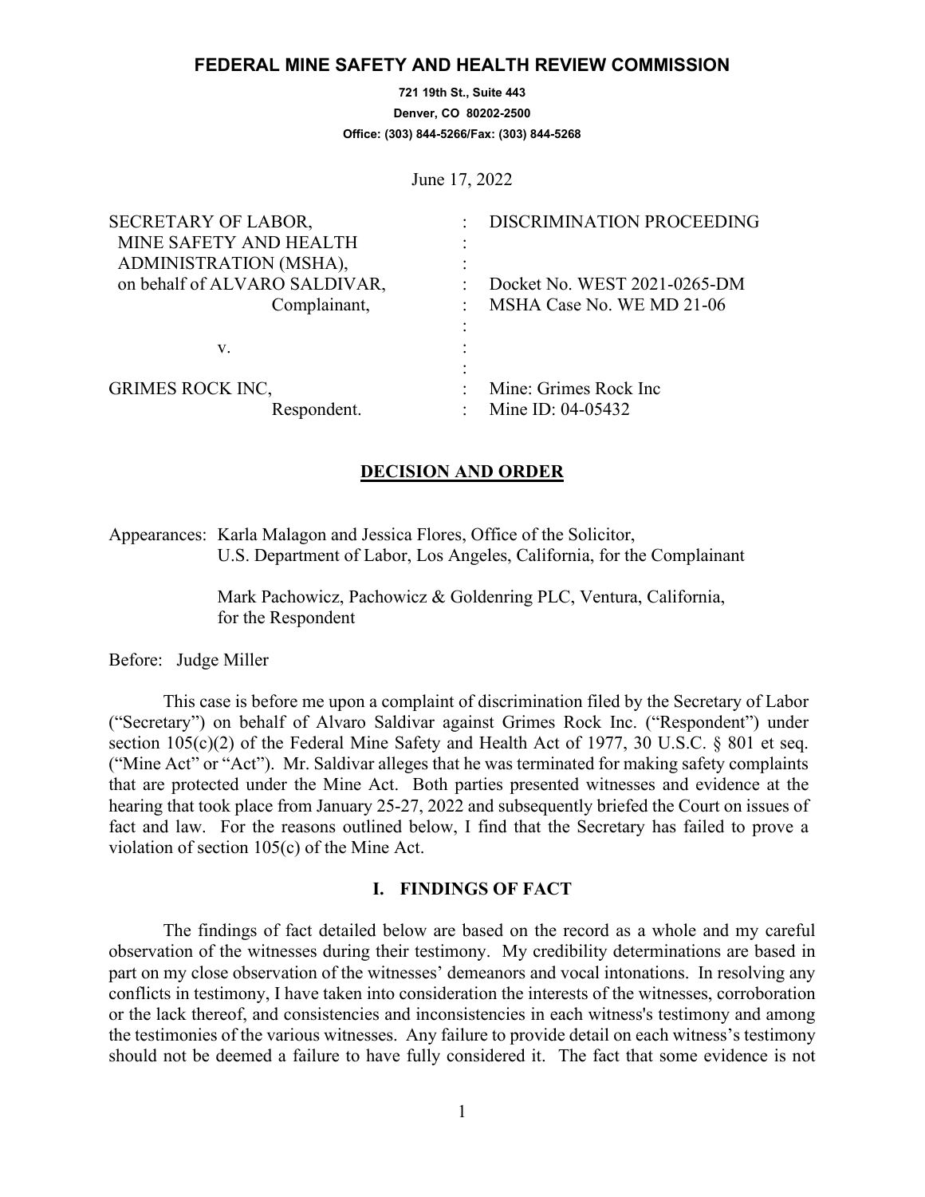# FEDERAL MINE SAFETY AND HEALTH REVIEW COMMISSION

**721 19th St., Suite 443**
**Denver, CO 80202-2500**
**Office: (303) 844-5266/Fax: (303) 844-5268**

June 17, 2022

| | | |
|---|---|---|
| SECRETARY OF LABOR, | : | DISCRIMINATION PROCEEDING |
| MINE SAFETY AND HEALTH | : | |
| ADMINISTRATION (MSHA), | : | |
| on behalf of ALVARO SALDIVAR, | : | Docket No. WEST 2021-0265-DM |
| Complainant, | : | MSHA Case No. WE MD 21-06 |
| | : | |
| v. | : | |
| | : | |
| GRIMES ROCK INC, | : | Mine: Grimes Rock Inc |
| Respondent. | : | Mine ID: 04-05432 |

## DECISION AND ORDER

Appearances: Karla Malagon and Jessica Flores, Office of the Solicitor, U.S. Department of Labor, Los Angeles, California, for the Complainant

Mark Pachowicz, Pachowicz & Goldenring PLC, Ventura, California, for the Respondent

Before: Judge Miller

This case is before me upon a complaint of discrimination filed by the Secretary of Labor ("Secretary") on behalf of Alvaro Saldivar against Grimes Rock Inc. ("Respondent") under section 105(c)(2) of the Federal Mine Safety and Health Act of 1977, 30 U.S.C. § 801 et seq. ("Mine Act" or "Act"). Mr. Saldivar alleges that he was terminated for making safety complaints that are protected under the Mine Act. Both parties presented witnesses and evidence at the hearing that took place from January 25-27, 2022 and subsequently briefed the Court on issues of fact and law. For the reasons outlined below, I find that the Secretary has failed to prove a violation of section 105(c) of the Mine Act.

## I. FINDINGS OF FACT

The findings of fact detailed below are based on the record as a whole and my careful observation of the witnesses during their testimony. My credibility determinations are based in part on my close observation of the witnesses' demeanors and vocal intonations. In resolving any conflicts in testimony, I have taken into consideration the interests of the witnesses, corroboration or the lack thereof, and consistencies and inconsistencies in each witness's testimony and among the testimonies of the various witnesses. Any failure to provide detail on each witness's testimony should not be deemed a failure to have fully considered it. The fact that some evidence is not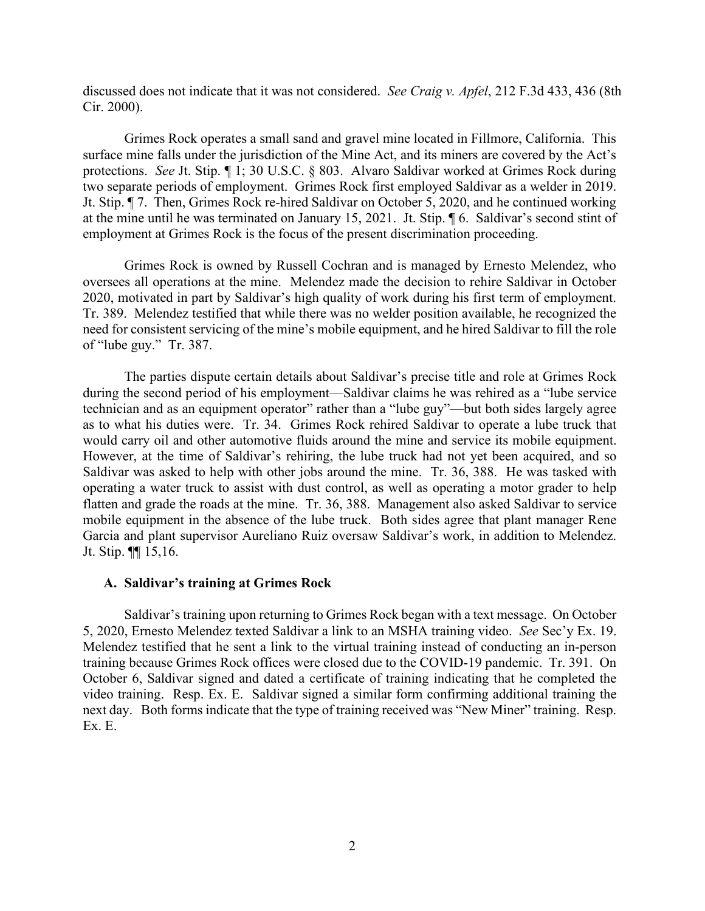discussed does not indicate that it was not considered. *See Craig v. Apfel*, 212 F.3d 433, 436 (8th Cir. 2000).

Grimes Rock operates a small sand and gravel mine located in Fillmore, California. This surface mine falls under the jurisdiction of the Mine Act, and its miners are covered by the Act's protections. *See* Jt. Stip. ¶ 1; 30 U.S.C. § 803. Alvaro Saldivar worked at Grimes Rock during two separate periods of employment. Grimes Rock first employed Saldivar as a welder in 2019. Jt. Stip. ¶ 7. Then, Grimes Rock re-hired Saldivar on October 5, 2020, and he continued working at the mine until he was terminated on January 15, 2021. Jt. Stip. ¶ 6. Saldivar's second stint of employment at Grimes Rock is the focus of the present discrimination proceeding.

Grimes Rock is owned by Russell Cochran and is managed by Ernesto Melendez, who oversees all operations at the mine. Melendez made the decision to rehire Saldivar in October 2020, motivated in part by Saldivar's high quality of work during his first term of employment. Tr. 389. Melendez testified that while there was no welder position available, he recognized the need for consistent servicing of the mine's mobile equipment, and he hired Saldivar to fill the role of "lube guy." Tr. 387.

The parties dispute certain details about Saldivar's precise title and role at Grimes Rock during the second period of his employment—Saldivar claims he was rehired as a "lube service technician and as an equipment operator" rather than a "lube guy"—but both sides largely agree as to what his duties were. Tr. 34. Grimes Rock rehired Saldivar to operate a lube truck that would carry oil and other automotive fluids around the mine and service its mobile equipment. However, at the time of Saldivar's rehiring, the lube truck had not yet been acquired, and so Saldivar was asked to help with other jobs around the mine. Tr. 36, 388. He was tasked with operating a water truck to assist with dust control, as well as operating a motor grader to help flatten and grade the roads at the mine. Tr. 36, 388. Management also asked Saldivar to service mobile equipment in the absence of the lube truck. Both sides agree that plant manager Rene Garcia and plant supervisor Aureliano Ruiz oversaw Saldivar's work, in addition to Melendez. Jt. Stip. ¶¶ 15,16.

### A. Saldivar's training at Grimes Rock

Saldivar's training upon returning to Grimes Rock began with a text message. On October 5, 2020, Ernesto Melendez texted Saldivar a link to an MSHA training video. *See* Sec'y Ex. 19. Melendez testified that he sent a link to the virtual training instead of conducting an in-person training because Grimes Rock offices were closed due to the COVID-19 pandemic. Tr. 391. On October 6, Saldivar signed and dated a certificate of training indicating that he completed the video training. Resp. Ex. E. Saldivar signed a similar form confirming additional training the next day. Both forms indicate that the type of training received was "New Miner" training. Resp. Ex. E.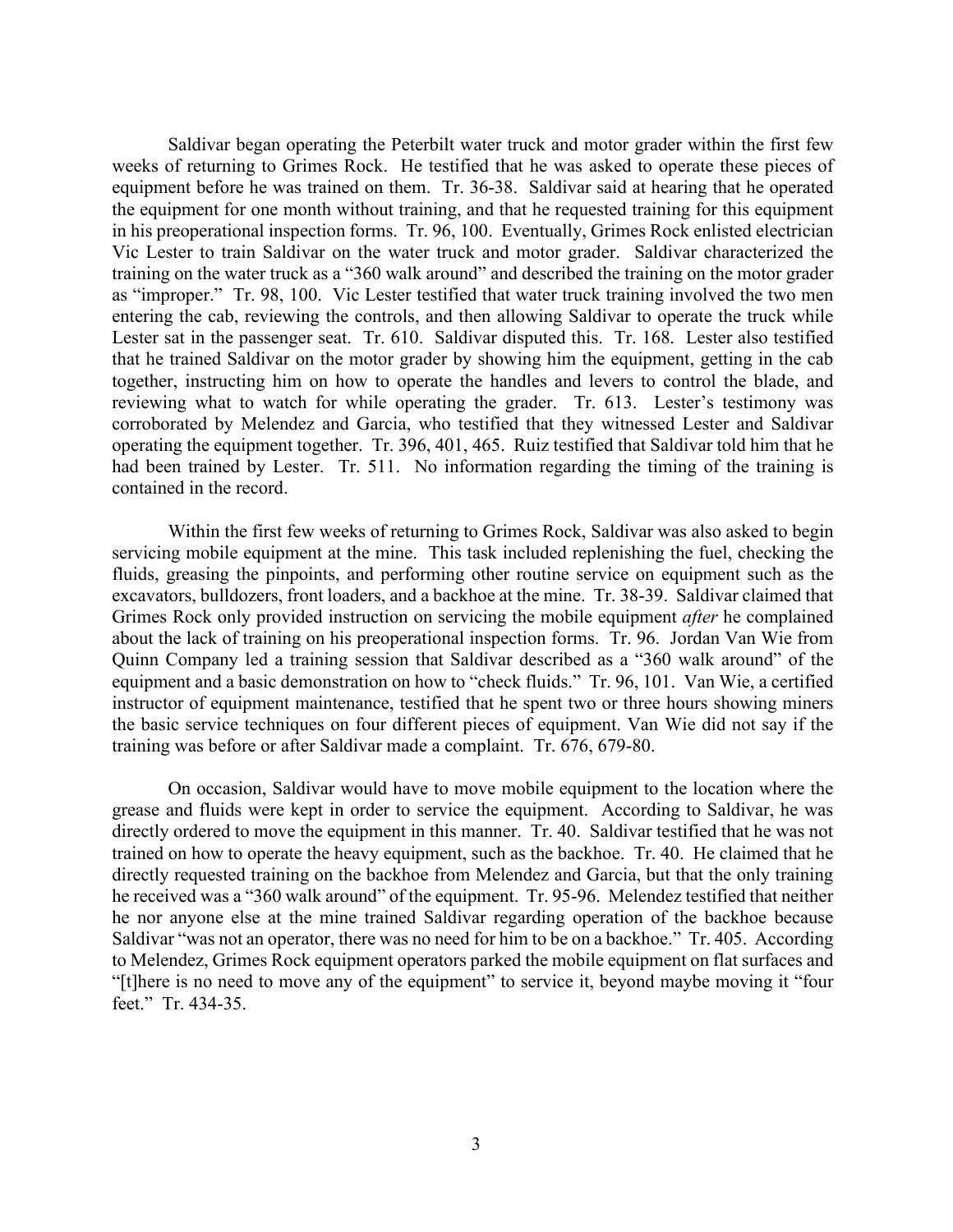Saldivar began operating the Peterbilt water truck and motor grader within the first few weeks of returning to Grimes Rock. He testified that he was asked to operate these pieces of equipment before he was trained on them. Tr. 36-38. Saldivar said at hearing that he operated the equipment for one month without training, and that he requested training for this equipment in his preoperational inspection forms. Tr. 96, 100. Eventually, Grimes Rock enlisted electrician Vic Lester to train Saldivar on the water truck and motor grader. Saldivar characterized the training on the water truck as a "360 walk around" and described the training on the motor grader as "improper." Tr. 98, 100. Vic Lester testified that water truck training involved the two men entering the cab, reviewing the controls, and then allowing Saldivar to operate the truck while Lester sat in the passenger seat. Tr. 610. Saldivar disputed this. Tr. 168. Lester also testified that he trained Saldivar on the motor grader by showing him the equipment, getting in the cab together, instructing him on how to operate the handles and levers to control the blade, and reviewing what to watch for while operating the grader. Tr. 613. Lester's testimony was corroborated by Melendez and Garcia, who testified that they witnessed Lester and Saldivar operating the equipment together. Tr. 396, 401, 465. Ruiz testified that Saldivar told him that he had been trained by Lester. Tr. 511. No information regarding the timing of the training is contained in the record.

Within the first few weeks of returning to Grimes Rock, Saldivar was also asked to begin servicing mobile equipment at the mine. This task included replenishing the fuel, checking the fluids, greasing the pinpoints, and performing other routine service on equipment such as the excavators, bulldozers, front loaders, and a backhoe at the mine. Tr. 38-39. Saldivar claimed that Grimes Rock only provided instruction on servicing the mobile equipment *after* he complained about the lack of training on his preoperational inspection forms. Tr. 96. Jordan Van Wie from Quinn Company led a training session that Saldivar described as a "360 walk around" of the equipment and a basic demonstration on how to "check fluids." Tr. 96, 101. Van Wie, a certified instructor of equipment maintenance, testified that he spent two or three hours showing miners the basic service techniques on four different pieces of equipment. Van Wie did not say if the training was before or after Saldivar made a complaint. Tr. 676, 679-80.

On occasion, Saldivar would have to move mobile equipment to the location where the grease and fluids were kept in order to service the equipment. According to Saldivar, he was directly ordered to move the equipment in this manner. Tr. 40. Saldivar testified that he was not trained on how to operate the heavy equipment, such as the backhoe. Tr. 40. He claimed that he directly requested training on the backhoe from Melendez and Garcia, but that the only training he received was a "360 walk around" of the equipment. Tr. 95-96. Melendez testified that neither he nor anyone else at the mine trained Saldivar regarding operation of the backhoe because Saldivar "was not an operator, there was no need for him to be on a backhoe." Tr. 405. According to Melendez, Grimes Rock equipment operators parked the mobile equipment on flat surfaces and "[t]here is no need to move any of the equipment" to service it, beyond maybe moving it "four feet." Tr. 434-35.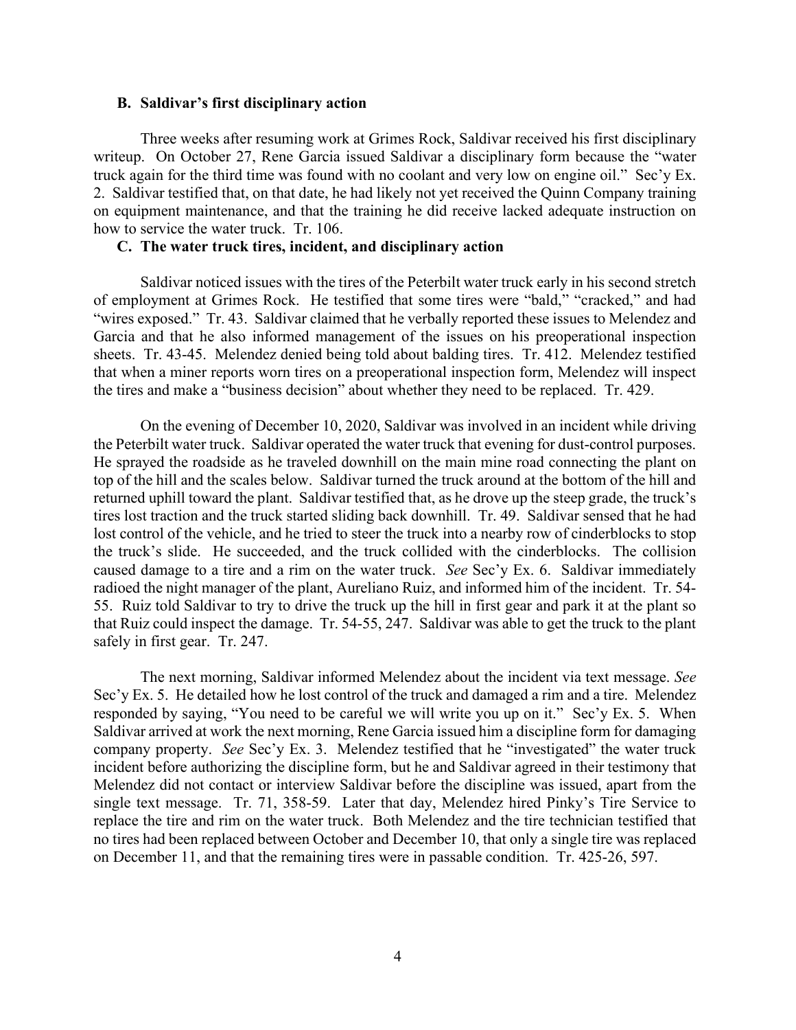### B. Saldivar's first disciplinary action

Three weeks after resuming work at Grimes Rock, Saldivar received his first disciplinary writeup. On October 27, Rene Garcia issued Saldivar a disciplinary form because the "water truck again for the third time was found with no coolant and very low on engine oil." Sec'y Ex. 2. Saldivar testified that, on that date, he had likely not yet received the Quinn Company training on equipment maintenance, and that the training he did receive lacked adequate instruction on how to service the water truck. Tr. 106.

### C. The water truck tires, incident, and disciplinary action

Saldivar noticed issues with the tires of the Peterbilt water truck early in his second stretch of employment at Grimes Rock. He testified that some tires were "bald," "cracked," and had "wires exposed." Tr. 43. Saldivar claimed that he verbally reported these issues to Melendez and Garcia and that he also informed management of the issues on his preoperational inspection sheets. Tr. 43-45. Melendez denied being told about balding tires. Tr. 412. Melendez testified that when a miner reports worn tires on a preoperational inspection form, Melendez will inspect the tires and make a "business decision" about whether they need to be replaced. Tr. 429.

On the evening of December 10, 2020, Saldivar was involved in an incident while driving the Peterbilt water truck. Saldivar operated the water truck that evening for dust-control purposes. He sprayed the roadside as he traveled downhill on the main mine road connecting the plant on top of the hill and the scales below. Saldivar turned the truck around at the bottom of the hill and returned uphill toward the plant. Saldivar testified that, as he drove up the steep grade, the truck's tires lost traction and the truck started sliding back downhill. Tr. 49. Saldivar sensed that he had lost control of the vehicle, and he tried to steer the truck into a nearby row of cinderblocks to stop the truck's slide. He succeeded, and the truck collided with the cinderblocks. The collision caused damage to a tire and a rim on the water truck. *See* Sec'y Ex. 6. Saldivar immediately radioed the night manager of the plant, Aureliano Ruiz, and informed him of the incident. Tr. 54-55. Ruiz told Saldivar to try to drive the truck up the hill in first gear and park it at the plant so that Ruiz could inspect the damage. Tr. 54-55, 247. Saldivar was able to get the truck to the plant safely in first gear. Tr. 247.

The next morning, Saldivar informed Melendez about the incident via text message. *See* Sec'y Ex. 5. He detailed how he lost control of the truck and damaged a rim and a tire. Melendez responded by saying, "You need to be careful we will write you up on it." Sec'y Ex. 5. When Saldivar arrived at work the next morning, Rene Garcia issued him a discipline form for damaging company property. *See* Sec'y Ex. 3. Melendez testified that he "investigated" the water truck incident before authorizing the discipline form, but he and Saldivar agreed in their testimony that Melendez did not contact or interview Saldivar before the discipline was issued, apart from the single text message. Tr. 71, 358-59. Later that day, Melendez hired Pinky's Tire Service to replace the tire and rim on the water truck. Both Melendez and the tire technician testified that no tires had been replaced between October and December 10, that only a single tire was replaced on December 11, and that the remaining tires were in passable condition. Tr. 425-26, 597.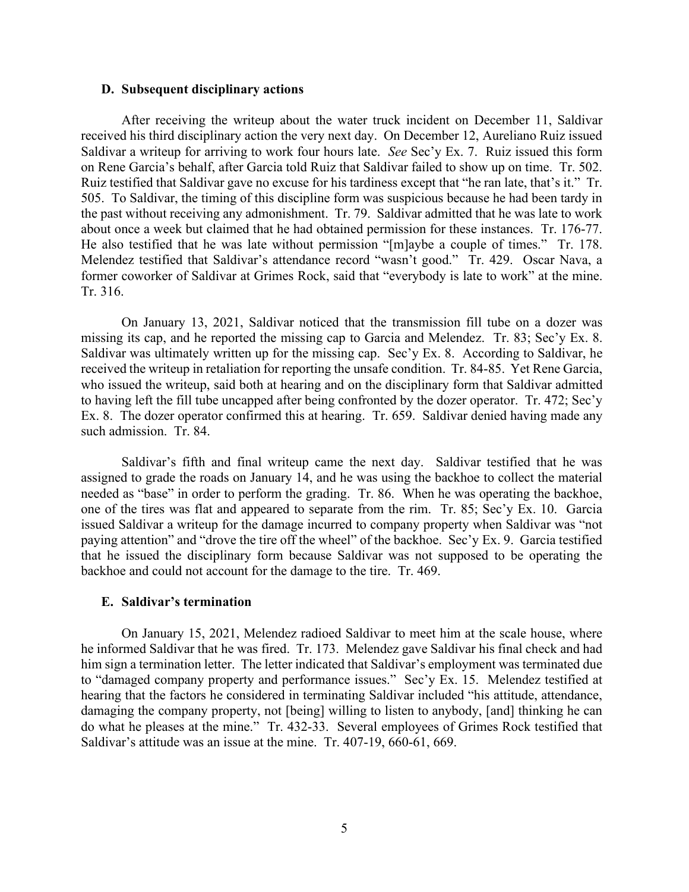### D. Subsequent disciplinary actions

After receiving the writeup about the water truck incident on December 11, Saldivar received his third disciplinary action the very next day. On December 12, Aureliano Ruiz issued Saldivar a writeup for arriving to work four hours late. *See* Sec'y Ex. 7. Ruiz issued this form on Rene Garcia's behalf, after Garcia told Ruiz that Saldivar failed to show up on time. Tr. 502. Ruiz testified that Saldivar gave no excuse for his tardiness except that "he ran late, that's it." Tr. 505. To Saldivar, the timing of this discipline form was suspicious because he had been tardy in the past without receiving any admonishment. Tr. 79. Saldivar admitted that he was late to work about once a week but claimed that he had obtained permission for these instances. Tr. 176-77. He also testified that he was late without permission "[m]aybe a couple of times." Tr. 178. Melendez testified that Saldivar's attendance record "wasn't good." Tr. 429. Oscar Nava, a former coworker of Saldivar at Grimes Rock, said that "everybody is late to work" at the mine. Tr. 316.

On January 13, 2021, Saldivar noticed that the transmission fill tube on a dozer was missing its cap, and he reported the missing cap to Garcia and Melendez. Tr. 83; Sec'y Ex. 8. Saldivar was ultimately written up for the missing cap. Sec'y Ex. 8. According to Saldivar, he received the writeup in retaliation for reporting the unsafe condition. Tr. 84-85. Yet Rene Garcia, who issued the writeup, said both at hearing and on the disciplinary form that Saldivar admitted to having left the fill tube uncapped after being confronted by the dozer operator. Tr. 472; Sec'y Ex. 8. The dozer operator confirmed this at hearing. Tr. 659. Saldivar denied having made any such admission. Tr. 84.

Saldivar's fifth and final writeup came the next day. Saldivar testified that he was assigned to grade the roads on January 14, and he was using the backhoe to collect the material needed as "base" in order to perform the grading. Tr. 86. When he was operating the backhoe, one of the tires was flat and appeared to separate from the rim. Tr. 85; Sec'y Ex. 10. Garcia issued Saldivar a writeup for the damage incurred to company property when Saldivar was "not paying attention" and "drove the tire off the wheel" of the backhoe. Sec'y Ex. 9. Garcia testified that he issued the disciplinary form because Saldivar was not supposed to be operating the backhoe and could not account for the damage to the tire. Tr. 469.

### E. Saldivar's termination

On January 15, 2021, Melendez radioed Saldivar to meet him at the scale house, where he informed Saldivar that he was fired. Tr. 173. Melendez gave Saldivar his final check and had him sign a termination letter. The letter indicated that Saldivar's employment was terminated due to "damaged company property and performance issues." Sec'y Ex. 15. Melendez testified at hearing that the factors he considered in terminating Saldivar included "his attitude, attendance, damaging the company property, not [being] willing to listen to anybody, [and] thinking he can do what he pleases at the mine." Tr. 432-33. Several employees of Grimes Rock testified that Saldivar's attitude was an issue at the mine. Tr. 407-19, 660-61, 669.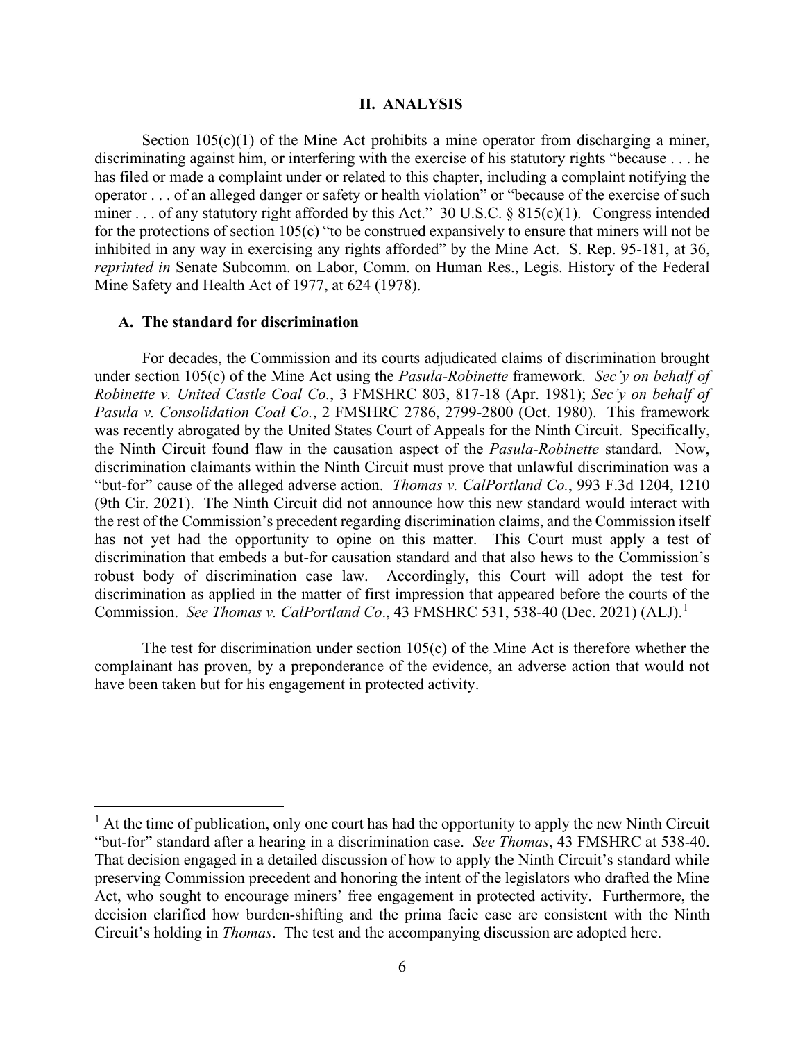## II. ANALYSIS

Section 105(c)(1) of the Mine Act prohibits a mine operator from discharging a miner, discriminating against him, or interfering with the exercise of his statutory rights "because . . . he has filed or made a complaint under or related to this chapter, including a complaint notifying the operator . . . of an alleged danger or safety or health violation" or "because of the exercise of such miner . . . of any statutory right afforded by this Act." 30 U.S.C. § 815(c)(1). Congress intended for the protections of section 105(c) "to be construed expansively to ensure that miners will not be inhibited in any way in exercising any rights afforded" by the Mine Act. S. Rep. 95-181, at 36, *reprinted in* Senate Subcomm. on Labor, Comm. on Human Res., Legis. History of the Federal Mine Safety and Health Act of 1977, at 624 (1978).

### A. The standard for discrimination

For decades, the Commission and its courts adjudicated claims of discrimination brought under section 105(c) of the Mine Act using the *Pasula-Robinette* framework. *Sec'y on behalf of Robinette v. United Castle Coal Co.*, 3 FMSHRC 803, 817-18 (Apr. 1981); *Sec'y on behalf of Pasula v. Consolidation Coal Co.*, 2 FMSHRC 2786, 2799-2800 (Oct. 1980). This framework was recently abrogated by the United States Court of Appeals for the Ninth Circuit. Specifically, the Ninth Circuit found flaw in the causation aspect of the *Pasula-Robinette* standard. Now, discrimination claimants within the Ninth Circuit must prove that unlawful discrimination was a "but-for" cause of the alleged adverse action. *Thomas v. CalPortland Co.*, 993 F.3d 1204, 1210 (9th Cir. 2021). The Ninth Circuit did not announce how this new standard would interact with the rest of the Commission's precedent regarding discrimination claims, and the Commission itself has not yet had the opportunity to opine on this matter. This Court must apply a test of discrimination that embeds a but-for causation standard and that also hews to the Commission's robust body of discrimination case law. Accordingly, this Court will adopt the test for discrimination as applied in the matter of first impression that appeared before the courts of the Commission. *See Thomas v. CalPortland Co*., 43 FMSHRC 531, 538-40 (Dec. 2021) (ALJ).[1]

The test for discrimination under section 105(c) of the Mine Act is therefore whether the complainant has proven, by a preponderance of the evidence, an adverse action that would not have been taken but for his engagement in protected activity.

---

[1] At the time of publication, only one court has had the opportunity to apply the new Ninth Circuit "but-for" standard after a hearing in a discrimination case. *See Thomas*, 43 FMSHRC at 538-40. That decision engaged in a detailed discussion of how to apply the Ninth Circuit's standard while preserving Commission precedent and honoring the intent of the legislators who drafted the Mine Act, who sought to encourage miners' free engagement in protected activity. Furthermore, the decision clarified how burden-shifting and the prima facie case are consistent with the Ninth Circuit's holding in *Thomas*. The test and the accompanying discussion are adopted here.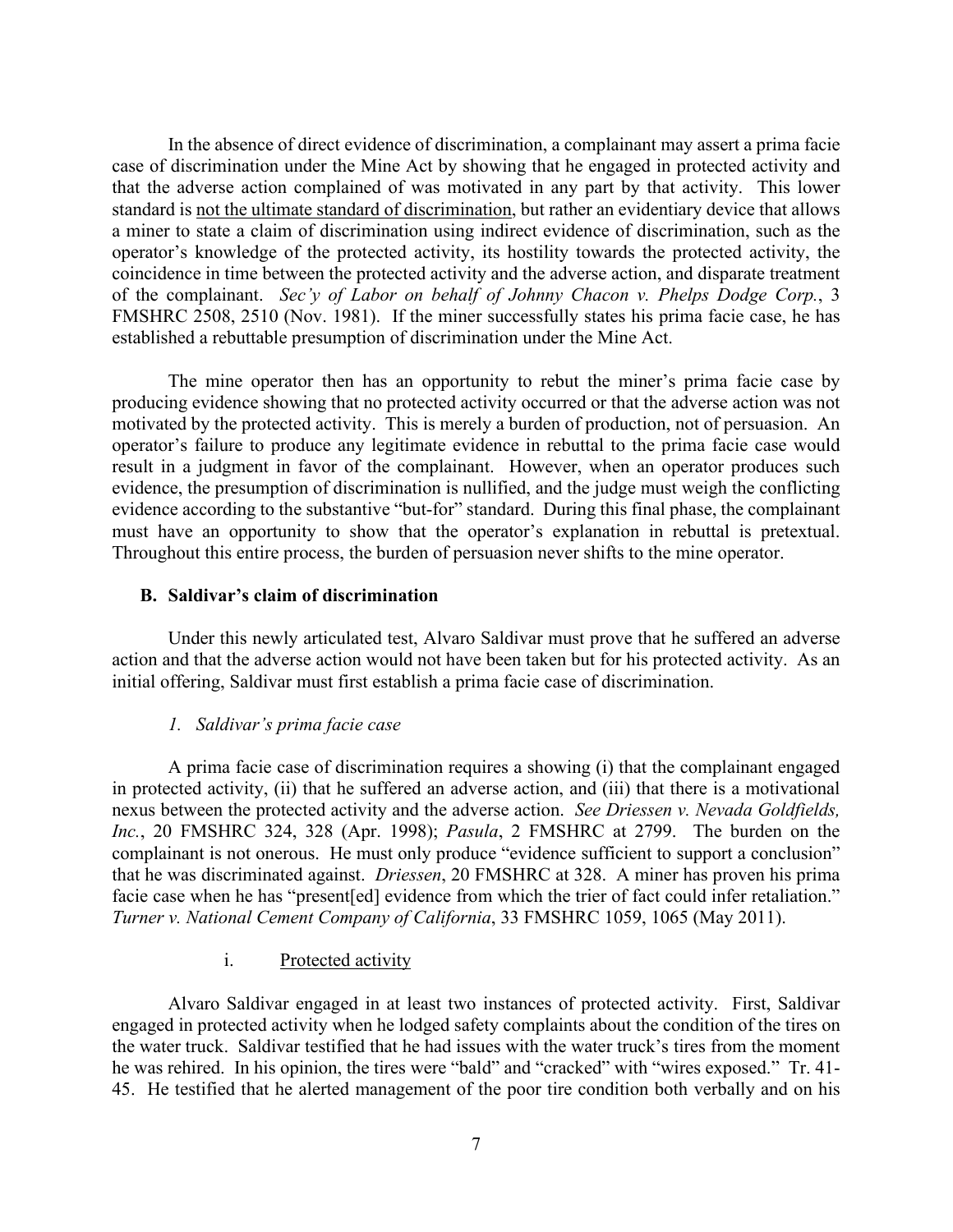In the absence of direct evidence of discrimination, a complainant may assert a prima facie case of discrimination under the Mine Act by showing that he engaged in protected activity and that the adverse action complained of was motivated in any part by that activity. This lower standard is <u>not the ultimate standard of discrimination</u>, but rather an evidentiary device that allows a miner to state a claim of discrimination using indirect evidence of discrimination, such as the operator's knowledge of the protected activity, its hostility towards the protected activity, the coincidence in time between the protected activity and the adverse action, and disparate treatment of the complainant. *Sec'y of Labor on behalf of Johnny Chacon v. Phelps Dodge Corp.*, 3 FMSHRC 2508, 2510 (Nov. 1981). If the miner successfully states his prima facie case, he has established a rebuttable presumption of discrimination under the Mine Act.

The mine operator then has an opportunity to rebut the miner's prima facie case by producing evidence showing that no protected activity occurred or that the adverse action was not motivated by the protected activity. This is merely a burden of production, not of persuasion. An operator's failure to produce any legitimate evidence in rebuttal to the prima facie case would result in a judgment in favor of the complainant. However, when an operator produces such evidence, the presumption of discrimination is nullified, and the judge must weigh the conflicting evidence according to the substantive "but-for" standard. During this final phase, the complainant must have an opportunity to show that the operator's explanation in rebuttal is pretextual. Throughout this entire process, the burden of persuasion never shifts to the mine operator.

### B. Saldivar's claim of discrimination

Under this newly articulated test, Alvaro Saldivar must prove that he suffered an adverse action and that the adverse action would not have been taken but for his protected activity. As an initial offering, Saldivar must first establish a prima facie case of discrimination.

#### *1. Saldivar's prima facie case*

A prima facie case of discrimination requires a showing (i) that the complainant engaged in protected activity, (ii) that he suffered an adverse action, and (iii) that there is a motivational nexus between the protected activity and the adverse action. *See Driessen v. Nevada Goldfields, Inc.*, 20 FMSHRC 324, 328 (Apr. 1998); *Pasula*, 2 FMSHRC at 2799. The burden on the complainant is not onerous. He must only produce "evidence sufficient to support a conclusion" that he was discriminated against. *Driessen*, 20 FMSHRC at 328. A miner has proven his prima facie case when he has "present[ed] evidence from which the trier of fact could infer retaliation." *Turner v. National Cement Company of California*, 33 FMSHRC 1059, 1065 (May 2011).

##### i. <u>Protected activity</u>

Alvaro Saldivar engaged in at least two instances of protected activity. First, Saldivar engaged in protected activity when he lodged safety complaints about the condition of the tires on the water truck. Saldivar testified that he had issues with the water truck's tires from the moment he was rehired. In his opinion, the tires were "bald" and "cracked" with "wires exposed." Tr. 41-45. He testified that he alerted management of the poor tire condition both verbally and on his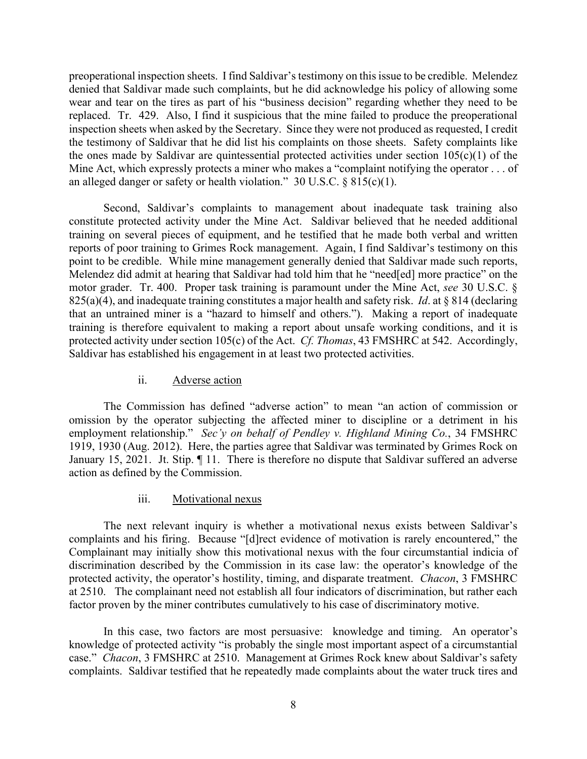preoperational inspection sheets. I find Saldivar's testimony on this issue to be credible. Melendez denied that Saldivar made such complaints, but he did acknowledge his policy of allowing some wear and tear on the tires as part of his "business decision" regarding whether they need to be replaced. Tr. 429. Also, I find it suspicious that the mine failed to produce the preoperational inspection sheets when asked by the Secretary. Since they were not produced as requested, I credit the testimony of Saldivar that he did list his complaints on those sheets. Safety complaints like the ones made by Saldivar are quintessential protected activities under section 105(c)(1) of the Mine Act, which expressly protects a miner who makes a "complaint notifying the operator . . . of an alleged danger or safety or health violation." 30 U.S.C. § 815(c)(1).

Second, Saldivar's complaints to management about inadequate task training also constitute protected activity under the Mine Act. Saldivar believed that he needed additional training on several pieces of equipment, and he testified that he made both verbal and written reports of poor training to Grimes Rock management. Again, I find Saldivar's testimony on this point to be credible. While mine management generally denied that Saldivar made such reports, Melendez did admit at hearing that Saldivar had told him that he "need[ed] more practice" on the motor grader. Tr. 400. Proper task training is paramount under the Mine Act, *see* 30 U.S.C. § 825(a)(4), and inadequate training constitutes a major health and safety risk. *Id*. at § 814 (declaring that an untrained miner is a "hazard to himself and others."). Making a report of inadequate training is therefore equivalent to making a report about unsafe working conditions, and it is protected activity under section 105(c) of the Act. *Cf. Thomas*, 43 FMSHRC at 542. Accordingly, Saldivar has established his engagement in at least two protected activities.

#### ii. Adverse action

The Commission has defined "adverse action" to mean "an action of commission or omission by the operator subjecting the affected miner to discipline or a detriment in his employment relationship." *Sec'y on behalf of Pendley v. Highland Mining Co.*, 34 FMSHRC 1919, 1930 (Aug. 2012). Here, the parties agree that Saldivar was terminated by Grimes Rock on January 15, 2021. Jt. Stip. ¶ 11. There is therefore no dispute that Saldivar suffered an adverse action as defined by the Commission.

#### iii. Motivational nexus

The next relevant inquiry is whether a motivational nexus exists between Saldivar's complaints and his firing. Because "[d]irect evidence of motivation is rarely encountered," the Complainant may initially show this motivational nexus with the four circumstantial indicia of discrimination described by the Commission in its case law: the operator's knowledge of the protected activity, the operator's hostility, timing, and disparate treatment. *Chacon*, 3 FMSHRC at 2510. The complainant need not establish all four indicators of discrimination, but rather each factor proven by the miner contributes cumulatively to his case of discriminatory motive.

In this case, two factors are most persuasive: knowledge and timing. An operator's knowledge of protected activity "is probably the single most important aspect of a circumstantial case." *Chacon*, 3 FMSHRC at 2510. Management at Grimes Rock knew about Saldivar's safety complaints. Saldivar testified that he repeatedly made complaints about the water truck tires and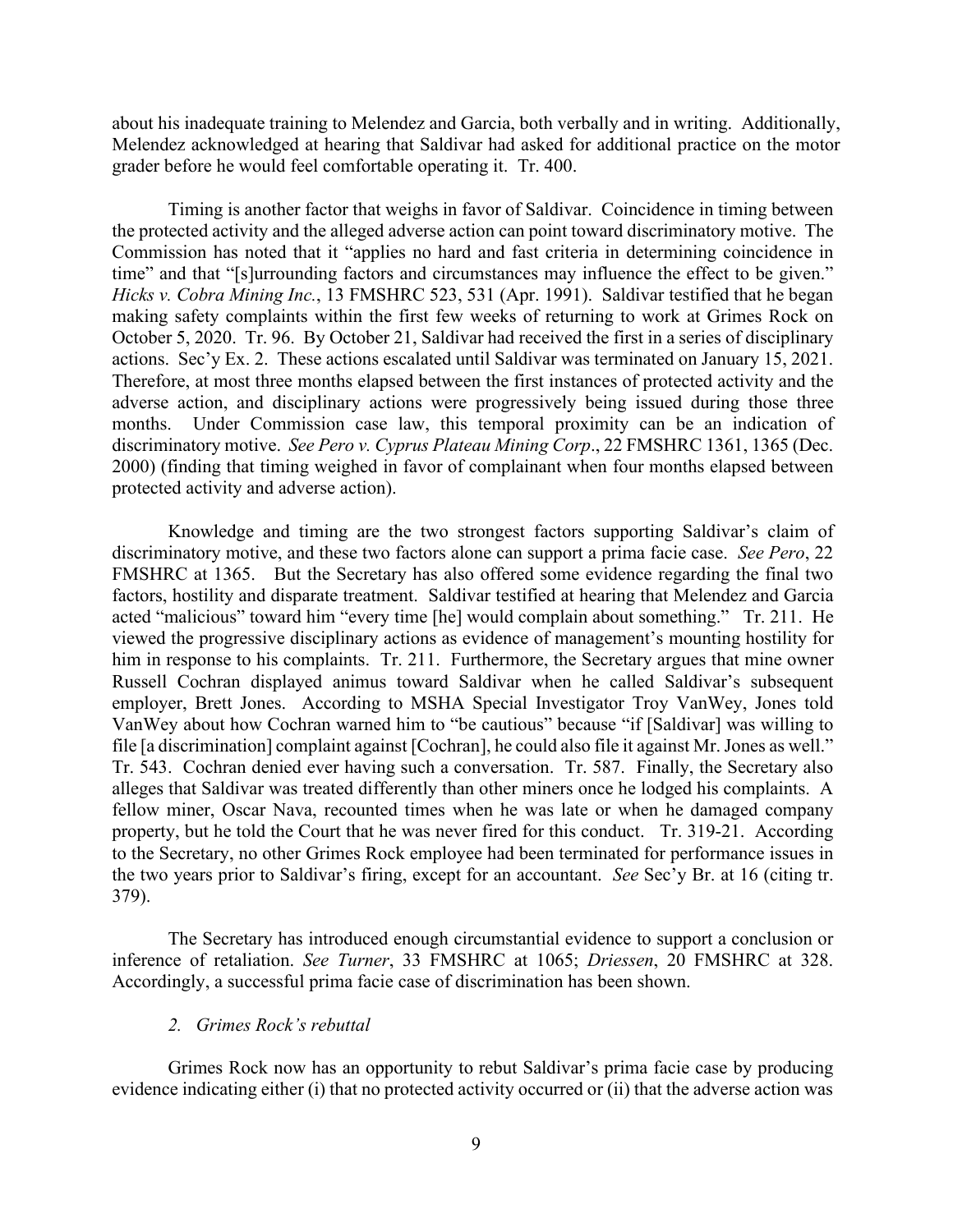about his inadequate training to Melendez and Garcia, both verbally and in writing. Additionally, Melendez acknowledged at hearing that Saldivar had asked for additional practice on the motor grader before he would feel comfortable operating it. Tr. 400.

Timing is another factor that weighs in favor of Saldivar. Coincidence in timing between the protected activity and the alleged adverse action can point toward discriminatory motive. The Commission has noted that it "applies no hard and fast criteria in determining coincidence in time" and that "[s]urrounding factors and circumstances may influence the effect to be given." *Hicks v. Cobra Mining Inc.*, 13 FMSHRC 523, 531 (Apr. 1991). Saldivar testified that he began making safety complaints within the first few weeks of returning to work at Grimes Rock on October 5, 2020. Tr. 96. By October 21, Saldivar had received the first in a series of disciplinary actions. Sec'y Ex. 2. These actions escalated until Saldivar was terminated on January 15, 2021. Therefore, at most three months elapsed between the first instances of protected activity and the adverse action, and disciplinary actions were progressively being issued during those three months. Under Commission case law, this temporal proximity can be an indication of discriminatory motive. *See Pero v. Cyprus Plateau Mining Corp*., 22 FMSHRC 1361, 1365 (Dec. 2000) (finding that timing weighed in favor of complainant when four months elapsed between protected activity and adverse action).

Knowledge and timing are the two strongest factors supporting Saldivar's claim of discriminatory motive, and these two factors alone can support a prima facie case. *See Pero*, 22 FMSHRC at 1365. But the Secretary has also offered some evidence regarding the final two factors, hostility and disparate treatment. Saldivar testified at hearing that Melendez and Garcia acted "malicious" toward him "every time [he] would complain about something." Tr. 211. He viewed the progressive disciplinary actions as evidence of management's mounting hostility for him in response to his complaints. Tr. 211. Furthermore, the Secretary argues that mine owner Russell Cochran displayed animus toward Saldivar when he called Saldivar's subsequent employer, Brett Jones. According to MSHA Special Investigator Troy VanWey, Jones told VanWey about how Cochran warned him to "be cautious" because "if [Saldivar] was willing to file [a discrimination] complaint against [Cochran], he could also file it against Mr. Jones as well." Tr. 543. Cochran denied ever having such a conversation. Tr. 587. Finally, the Secretary also alleges that Saldivar was treated differently than other miners once he lodged his complaints. A fellow miner, Oscar Nava, recounted times when he was late or when he damaged company property, but he told the Court that he was never fired for this conduct. Tr. 319-21. According to the Secretary, no other Grimes Rock employee had been terminated for performance issues in the two years prior to Saldivar's firing, except for an accountant. *See* Sec'y Br. at 16 (citing tr. 379).

The Secretary has introduced enough circumstantial evidence to support a conclusion or inference of retaliation. *See Turner*, 33 FMSHRC at 1065; *Driessen*, 20 FMSHRC at 328. Accordingly, a successful prima facie case of discrimination has been shown.

*2. Grimes Rock's rebuttal*

Grimes Rock now has an opportunity to rebut Saldivar's prima facie case by producing evidence indicating either (i) that no protected activity occurred or (ii) that the adverse action was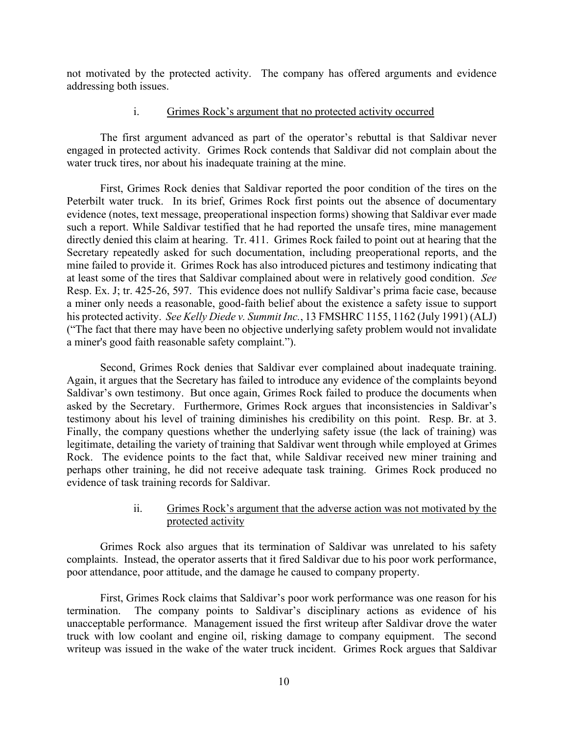not motivated by the protected activity. The company has offered arguments and evidence addressing both issues.

i. <u>Grimes Rock's argument that no protected activity occurred</u>

The first argument advanced as part of the operator's rebuttal is that Saldivar never engaged in protected activity. Grimes Rock contends that Saldivar did not complain about the water truck tires, nor about his inadequate training at the mine.

First, Grimes Rock denies that Saldivar reported the poor condition of the tires on the Peterbilt water truck. In its brief, Grimes Rock first points out the absence of documentary evidence (notes, text message, preoperational inspection forms) showing that Saldivar ever made such a report. While Saldivar testified that he had reported the unsafe tires, mine management directly denied this claim at hearing. Tr. 411. Grimes Rock failed to point out at hearing that the Secretary repeatedly asked for such documentation, including preoperational reports, and the mine failed to provide it. Grimes Rock has also introduced pictures and testimony indicating that at least some of the tires that Saldivar complained about were in relatively good condition. *See* Resp. Ex. J; tr. 425-26, 597. This evidence does not nullify Saldivar's prima facie case, because a miner only needs a reasonable, good-faith belief about the existence a safety issue to support his protected activity. *See Kelly Diede v. Summit Inc.*, 13 FMSHRC 1155, 1162 (July 1991) (ALJ) ("The fact that there may have been no objective underlying safety problem would not invalidate a miner's good faith reasonable safety complaint.").

Second, Grimes Rock denies that Saldivar ever complained about inadequate training. Again, it argues that the Secretary has failed to introduce any evidence of the complaints beyond Saldivar's own testimony. But once again, Grimes Rock failed to produce the documents when asked by the Secretary. Furthermore, Grimes Rock argues that inconsistencies in Saldivar's testimony about his level of training diminishes his credibility on this point. Resp. Br. at 3. Finally, the company questions whether the underlying safety issue (the lack of training) was legitimate, detailing the variety of training that Saldivar went through while employed at Grimes Rock. The evidence points to the fact that, while Saldivar received new miner training and perhaps other training, he did not receive adequate task training. Grimes Rock produced no evidence of task training records for Saldivar.

ii. <u>Grimes Rock's argument that the adverse action was not motivated by the protected activity</u>

Grimes Rock also argues that its termination of Saldivar was unrelated to his safety complaints. Instead, the operator asserts that it fired Saldivar due to his poor work performance, poor attendance, poor attitude, and the damage he caused to company property.

First, Grimes Rock claims that Saldivar's poor work performance was one reason for his termination. The company points to Saldivar's disciplinary actions as evidence of his unacceptable performance. Management issued the first writeup after Saldivar drove the water truck with low coolant and engine oil, risking damage to company equipment. The second writeup was issued in the wake of the water truck incident. Grimes Rock argues that Saldivar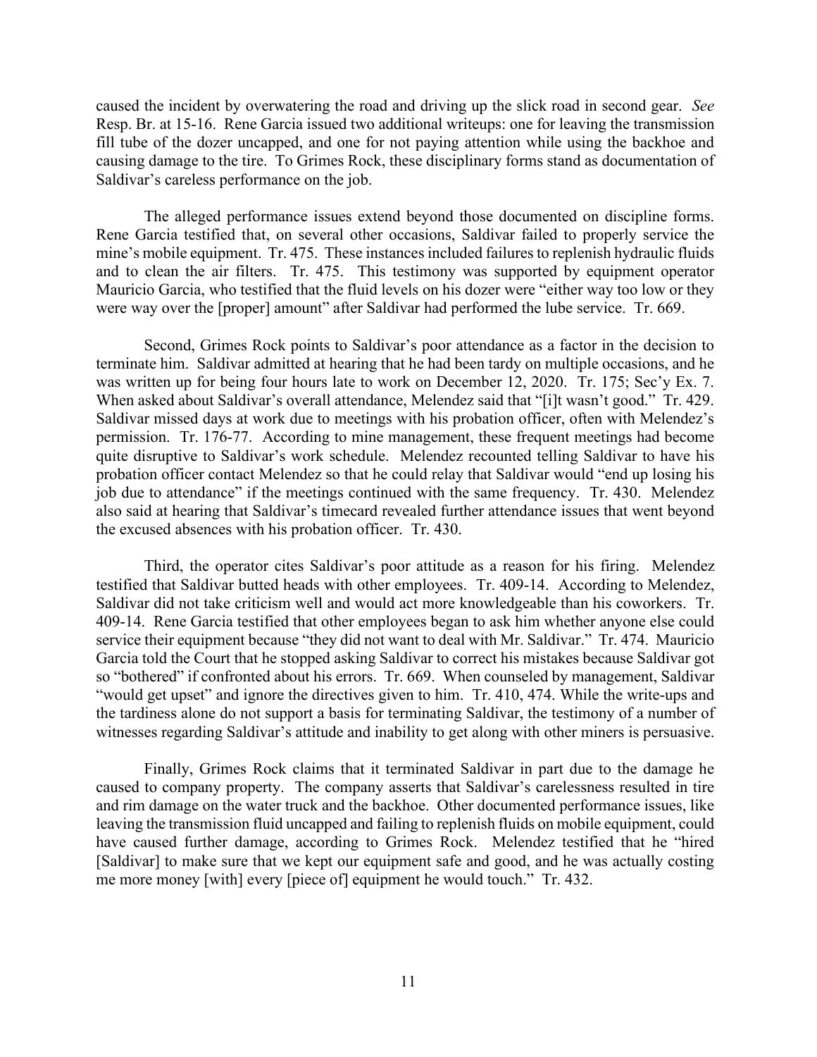caused the incident by overwatering the road and driving up the slick road in second gear. *See* Resp. Br. at 15-16. Rene Garcia issued two additional writeups: one for leaving the transmission fill tube of the dozer uncapped, and one for not paying attention while using the backhoe and causing damage to the tire. To Grimes Rock, these disciplinary forms stand as documentation of Saldivar's careless performance on the job.

The alleged performance issues extend beyond those documented on discipline forms. Rene Garcia testified that, on several other occasions, Saldivar failed to properly service the mine's mobile equipment. Tr. 475. These instances included failures to replenish hydraulic fluids and to clean the air filters. Tr. 475. This testimony was supported by equipment operator Mauricio Garcia, who testified that the fluid levels on his dozer were "either way too low or they were way over the [proper] amount" after Saldivar had performed the lube service. Tr. 669.

Second, Grimes Rock points to Saldivar's poor attendance as a factor in the decision to terminate him. Saldivar admitted at hearing that he had been tardy on multiple occasions, and he was written up for being four hours late to work on December 12, 2020. Tr. 175; Sec'y Ex. 7. When asked about Saldivar's overall attendance, Melendez said that "[i]t wasn't good." Tr. 429. Saldivar missed days at work due to meetings with his probation officer, often with Melendez's permission. Tr. 176-77. According to mine management, these frequent meetings had become quite disruptive to Saldivar's work schedule. Melendez recounted telling Saldivar to have his probation officer contact Melendez so that he could relay that Saldivar would "end up losing his job due to attendance" if the meetings continued with the same frequency. Tr. 430. Melendez also said at hearing that Saldivar's timecard revealed further attendance issues that went beyond the excused absences with his probation officer. Tr. 430.

Third, the operator cites Saldivar's poor attitude as a reason for his firing. Melendez testified that Saldivar butted heads with other employees. Tr. 409-14. According to Melendez, Saldivar did not take criticism well and would act more knowledgeable than his coworkers. Tr. 409-14. Rene Garcia testified that other employees began to ask him whether anyone else could service their equipment because "they did not want to deal with Mr. Saldivar." Tr. 474. Mauricio Garcia told the Court that he stopped asking Saldivar to correct his mistakes because Saldivar got so "bothered" if confronted about his errors. Tr. 669. When counseled by management, Saldivar "would get upset" and ignore the directives given to him. Tr. 410, 474. While the write-ups and the tardiness alone do not support a basis for terminating Saldivar, the testimony of a number of witnesses regarding Saldivar's attitude and inability to get along with other miners is persuasive.

Finally, Grimes Rock claims that it terminated Saldivar in part due to the damage he caused to company property. The company asserts that Saldivar's carelessness resulted in tire and rim damage on the water truck and the backhoe. Other documented performance issues, like leaving the transmission fluid uncapped and failing to replenish fluids on mobile equipment, could have caused further damage, according to Grimes Rock. Melendez testified that he "hired [Saldivar] to make sure that we kept our equipment safe and good, and he was actually costing me more money [with] every [piece of] equipment he would touch." Tr. 432.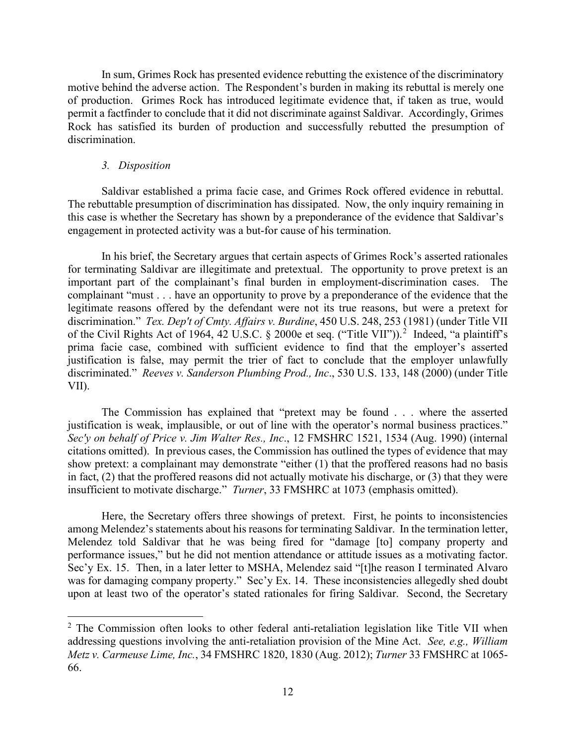In sum, Grimes Rock has presented evidence rebutting the existence of the discriminatory motive behind the adverse action. The Respondent's burden in making its rebuttal is merely one of production. Grimes Rock has introduced legitimate evidence that, if taken as true, would permit a factfinder to conclude that it did not discriminate against Saldivar. Accordingly, Grimes Rock has satisfied its burden of production and successfully rebutted the presumption of discrimination.

*3. Disposition*

Saldivar established a prima facie case, and Grimes Rock offered evidence in rebuttal. The rebuttable presumption of discrimination has dissipated. Now, the only inquiry remaining in this case is whether the Secretary has shown by a preponderance of the evidence that Saldivar's engagement in protected activity was a but-for cause of his termination.

In his brief, the Secretary argues that certain aspects of Grimes Rock's asserted rationales for terminating Saldivar are illegitimate and pretextual. The opportunity to prove pretext is an important part of the complainant's final burden in employment-discrimination cases. The complainant "must . . . have an opportunity to prove by a preponderance of the evidence that the legitimate reasons offered by the defendant were not its true reasons, but were a pretext for discrimination." *Tex. Dep't of Cmty. Affairs v. Burdine*, 450 U.S. 248, 253 (1981) (under Title VII of the Civil Rights Act of 1964, 42 U.S.C. § 2000e et seq. ("Title VII")).[2] Indeed, "a plaintiff's prima facie case, combined with sufficient evidence to find that the employer's asserted justification is false, may permit the trier of fact to conclude that the employer unlawfully discriminated." *Reeves v. Sanderson Plumbing Prod., Inc*., 530 U.S. 133, 148 (2000) (under Title VII).

The Commission has explained that "pretext may be found . . . where the asserted justification is weak, implausible, or out of line with the operator's normal business practices." *Sec'y on behalf of Price v. Jim Walter Res., Inc*., 12 FMSHRC 1521, 1534 (Aug. 1990) (internal citations omitted). In previous cases, the Commission has outlined the types of evidence that may show pretext: a complainant may demonstrate "either (1) that the proffered reasons had no basis in fact, (2) that the proffered reasons did not actually motivate his discharge, or (3) that they were insufficient to motivate discharge." *Turner*, 33 FMSHRC at 1073 (emphasis omitted).

Here, the Secretary offers three showings of pretext. First, he points to inconsistencies among Melendez's statements about his reasons for terminating Saldivar. In the termination letter, Melendez told Saldivar that he was being fired for "damage [to] company property and performance issues," but he did not mention attendance or attitude issues as a motivating factor. Sec'y Ex. 15. Then, in a later letter to MSHA, Melendez said "[t]he reason I terminated Alvaro was for damaging company property." Sec'y Ex. 14. These inconsistencies allegedly shed doubt upon at least two of the operator's stated rationales for firing Saldivar. Second, the Secretary

[2] The Commission often looks to other federal anti-retaliation legislation like Title VII when addressing questions involving the anti-retaliation provision of the Mine Act. *See, e.g., William Metz v. Carmeuse Lime, Inc.*, 34 FMSHRC 1820, 1830 (Aug. 2012); *Turner* 33 FMSHRC at 1065-66.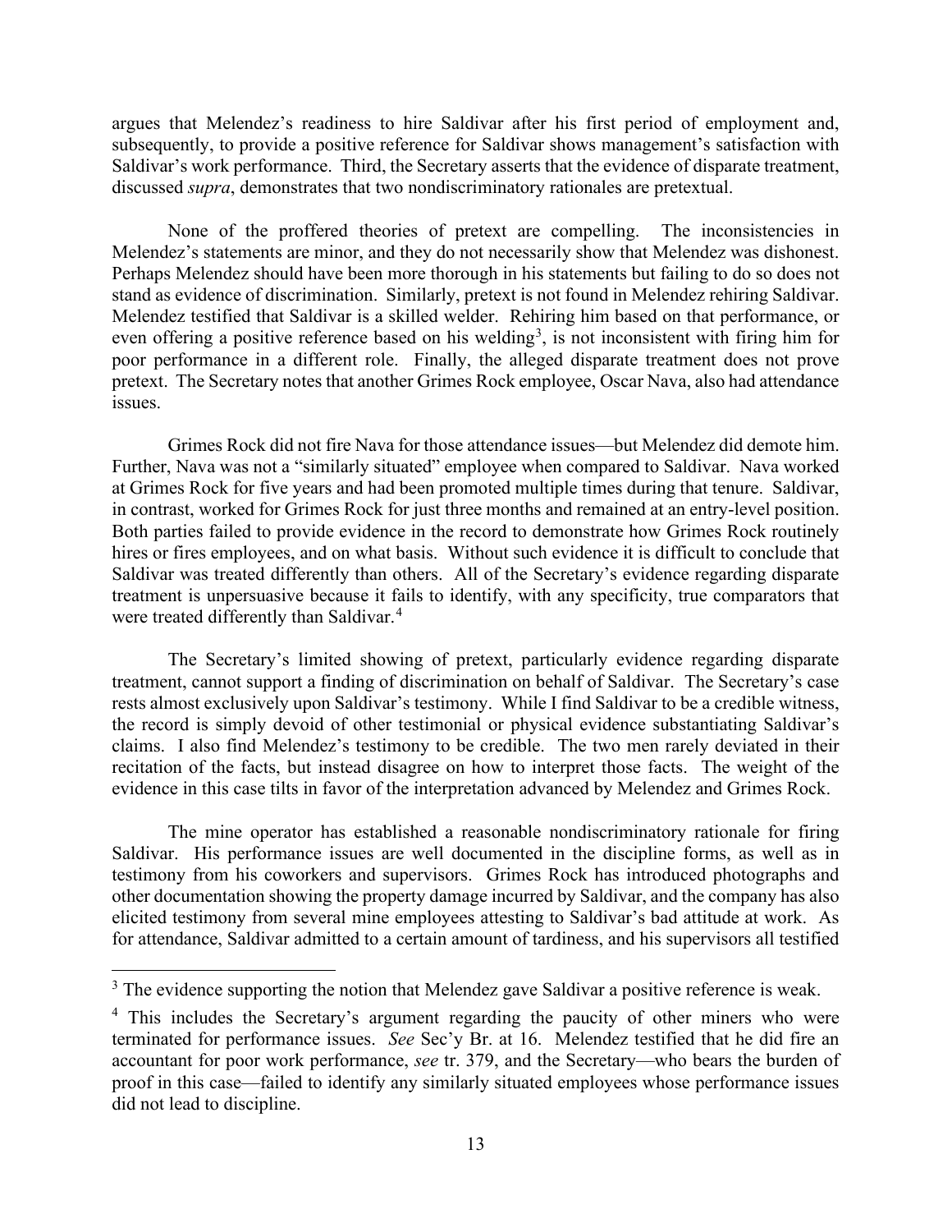argues that Melendez's readiness to hire Saldivar after his first period of employment and, subsequently, to provide a positive reference for Saldivar shows management's satisfaction with Saldivar's work performance. Third, the Secretary asserts that the evidence of disparate treatment, discussed *supra*, demonstrates that two nondiscriminatory rationales are pretextual.

None of the proffered theories of pretext are compelling. The inconsistencies in Melendez's statements are minor, and they do not necessarily show that Melendez was dishonest. Perhaps Melendez should have been more thorough in his statements but failing to do so does not stand as evidence of discrimination. Similarly, pretext is not found in Melendez rehiring Saldivar. Melendez testified that Saldivar is a skilled welder. Rehiring him based on that performance, or even offering a positive reference based on his welding[3], is not inconsistent with firing him for poor performance in a different role. Finally, the alleged disparate treatment does not prove pretext. The Secretary notes that another Grimes Rock employee, Oscar Nava, also had attendance issues.

Grimes Rock did not fire Nava for those attendance issues—but Melendez did demote him. Further, Nava was not a "similarly situated" employee when compared to Saldivar. Nava worked at Grimes Rock for five years and had been promoted multiple times during that tenure. Saldivar, in contrast, worked for Grimes Rock for just three months and remained at an entry-level position. Both parties failed to provide evidence in the record to demonstrate how Grimes Rock routinely hires or fires employees, and on what basis. Without such evidence it is difficult to conclude that Saldivar was treated differently than others. All of the Secretary's evidence regarding disparate treatment is unpersuasive because it fails to identify, with any specificity, true comparators that were treated differently than Saldivar.[4]

The Secretary's limited showing of pretext, particularly evidence regarding disparate treatment, cannot support a finding of discrimination on behalf of Saldivar. The Secretary's case rests almost exclusively upon Saldivar's testimony. While I find Saldivar to be a credible witness, the record is simply devoid of other testimonial or physical evidence substantiating Saldivar's claims. I also find Melendez's testimony to be credible. The two men rarely deviated in their recitation of the facts, but instead disagree on how to interpret those facts. The weight of the evidence in this case tilts in favor of the interpretation advanced by Melendez and Grimes Rock.

The mine operator has established a reasonable nondiscriminatory rationale for firing Saldivar. His performance issues are well documented in the discipline forms, as well as in testimony from his coworkers and supervisors. Grimes Rock has introduced photographs and other documentation showing the property damage incurred by Saldivar, and the company has also elicited testimony from several mine employees attesting to Saldivar's bad attitude at work. As for attendance, Saldivar admitted to a certain amount of tardiness, and his supervisors all testified

---

[3] The evidence supporting the notion that Melendez gave Saldivar a positive reference is weak.

[4] This includes the Secretary's argument regarding the paucity of other miners who were terminated for performance issues. *See* Sec'y Br. at 16. Melendez testified that he did fire an accountant for poor work performance, *see* tr. 379, and the Secretary—who bears the burden of proof in this case—failed to identify any similarly situated employees whose performance issues did not lead to discipline.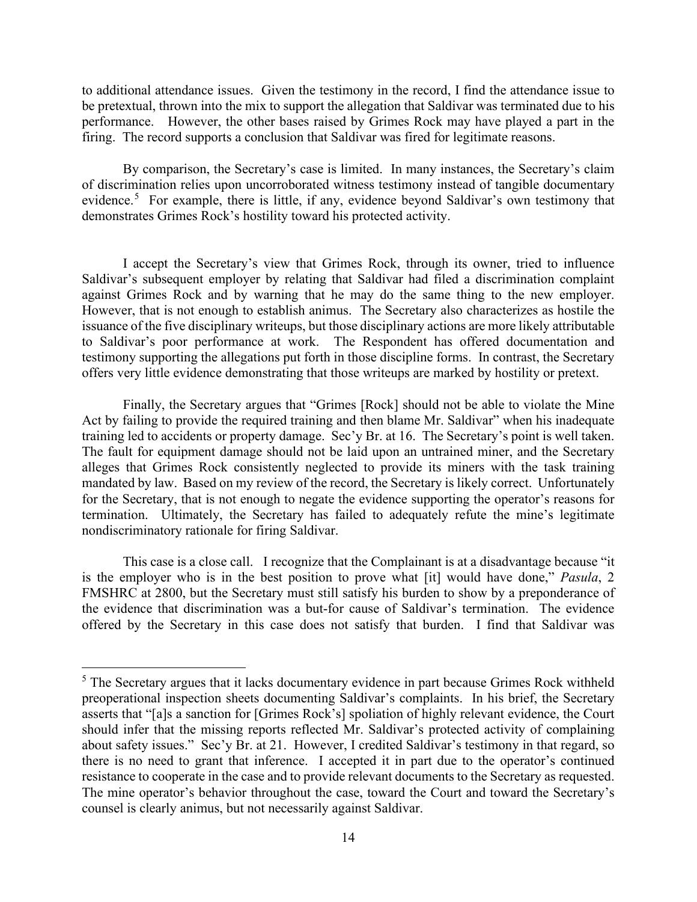to additional attendance issues. Given the testimony in the record, I find the attendance issue to be pretextual, thrown into the mix to support the allegation that Saldivar was terminated due to his performance. However, the other bases raised by Grimes Rock may have played a part in the firing. The record supports a conclusion that Saldivar was fired for legitimate reasons.

By comparison, the Secretary's case is limited. In many instances, the Secretary's claim of discrimination relies upon uncorroborated witness testimony instead of tangible documentary evidence.[5] For example, there is little, if any, evidence beyond Saldivar's own testimony that demonstrates Grimes Rock's hostility toward his protected activity.

I accept the Secretary's view that Grimes Rock, through its owner, tried to influence Saldivar's subsequent employer by relating that Saldivar had filed a discrimination complaint against Grimes Rock and by warning that he may do the same thing to the new employer. However, that is not enough to establish animus. The Secretary also characterizes as hostile the issuance of the five disciplinary writeups, but those disciplinary actions are more likely attributable to Saldivar's poor performance at work. The Respondent has offered documentation and testimony supporting the allegations put forth in those discipline forms. In contrast, the Secretary offers very little evidence demonstrating that those writeups are marked by hostility or pretext.

Finally, the Secretary argues that "Grimes [Rock] should not be able to violate the Mine Act by failing to provide the required training and then blame Mr. Saldivar" when his inadequate training led to accidents or property damage. Sec'y Br. at 16. The Secretary's point is well taken. The fault for equipment damage should not be laid upon an untrained miner, and the Secretary alleges that Grimes Rock consistently neglected to provide its miners with the task training mandated by law. Based on my review of the record, the Secretary is likely correct. Unfortunately for the Secretary, that is not enough to negate the evidence supporting the operator's reasons for termination. Ultimately, the Secretary has failed to adequately refute the mine's legitimate nondiscriminatory rationale for firing Saldivar.

This case is a close call. I recognize that the Complainant is at a disadvantage because "it is the employer who is in the best position to prove what [it] would have done," *Pasula*, 2 FMSHRC at 2800, but the Secretary must still satisfy his burden to show by a preponderance of the evidence that discrimination was a but-for cause of Saldivar's termination. The evidence offered by the Secretary in this case does not satisfy that burden. I find that Saldivar was

---

[5] The Secretary argues that it lacks documentary evidence in part because Grimes Rock withheld preoperational inspection sheets documenting Saldivar's complaints. In his brief, the Secretary asserts that "[a]s a sanction for [Grimes Rock's] spoliation of highly relevant evidence, the Court should infer that the missing reports reflected Mr. Saldivar's protected activity of complaining about safety issues." Sec'y Br. at 21. However, I credited Saldivar's testimony in that regard, so there is no need to grant that inference. I accepted it in part due to the operator's continued resistance to cooperate in the case and to provide relevant documents to the Secretary as requested. The mine operator's behavior throughout the case, toward the Court and toward the Secretary's counsel is clearly animus, but not necessarily against Saldivar.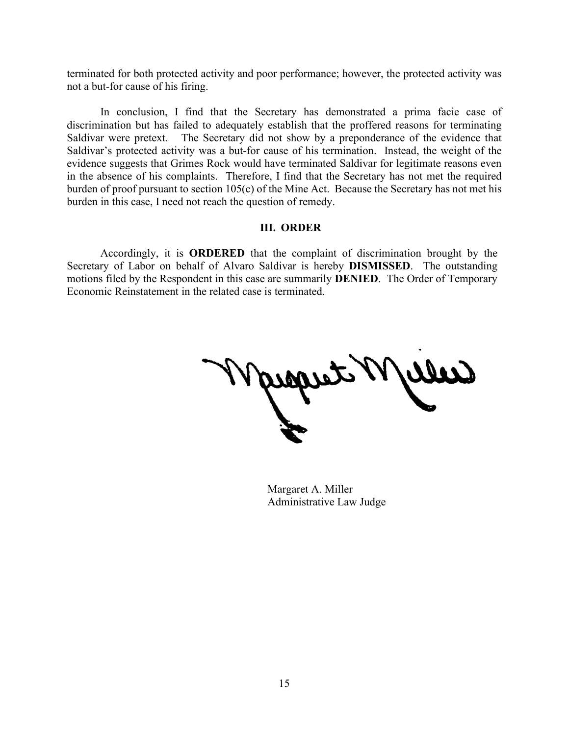terminated for both protected activity and poor performance; however, the protected activity was not a but-for cause of his firing.

In conclusion, I find that the Secretary has demonstrated a prima facie case of discrimination but has failed to adequately establish that the proffered reasons for terminating Saldivar were pretext. The Secretary did not show by a preponderance of the evidence that Saldivar's protected activity was a but-for cause of his termination. Instead, the weight of the evidence suggests that Grimes Rock would have terminated Saldivar for legitimate reasons even in the absence of his complaints. Therefore, I find that the Secretary has not met the required burden of proof pursuant to section 105(c) of the Mine Act. Because the Secretary has not met his burden in this case, I need not reach the question of remedy.

## III. ORDER

Accordingly, it is **ORDERED** that the complaint of discrimination brought by the Secretary of Labor on behalf of Alvaro Saldivar is hereby **DISMISSED**. The outstanding motions filed by the Respondent in this case are summarily **DENIED**. The Order of Temporary Economic Reinstatement in the related case is terminated.

Margaret A. Miller
Administrative Law Judge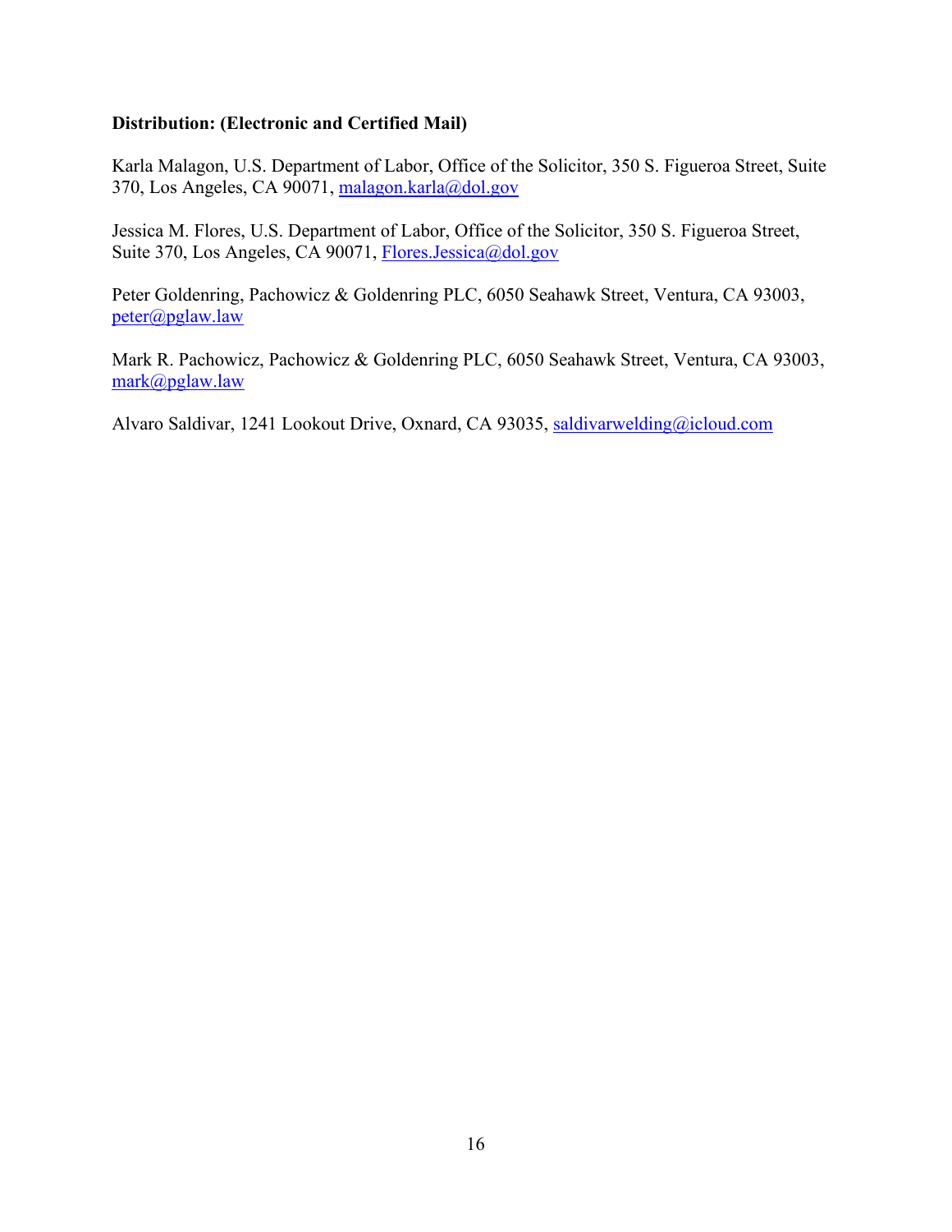**Distribution: (Electronic and Certified Mail)**

Karla Malagon, U.S. Department of Labor, Office of the Solicitor, 350 S. Figueroa Street, Suite 370, Los Angeles, CA 90071, malagon.karla@dol.gov

Jessica M. Flores, U.S. Department of Labor, Office of the Solicitor, 350 S. Figueroa Street, Suite 370, Los Angeles, CA 90071, Flores.Jessica@dol.gov

Peter Goldenring, Pachowicz & Goldenring PLC, 6050 Seahawk Street, Ventura, CA 93003, peter@pglaw.law

Mark R. Pachowicz, Pachowicz & Goldenring PLC, 6050 Seahawk Street, Ventura, CA 93003, mark@pglaw.law

Alvaro Saldivar, 1241 Lookout Drive, Oxnard, CA 93035, saldivarwelding@icloud.com